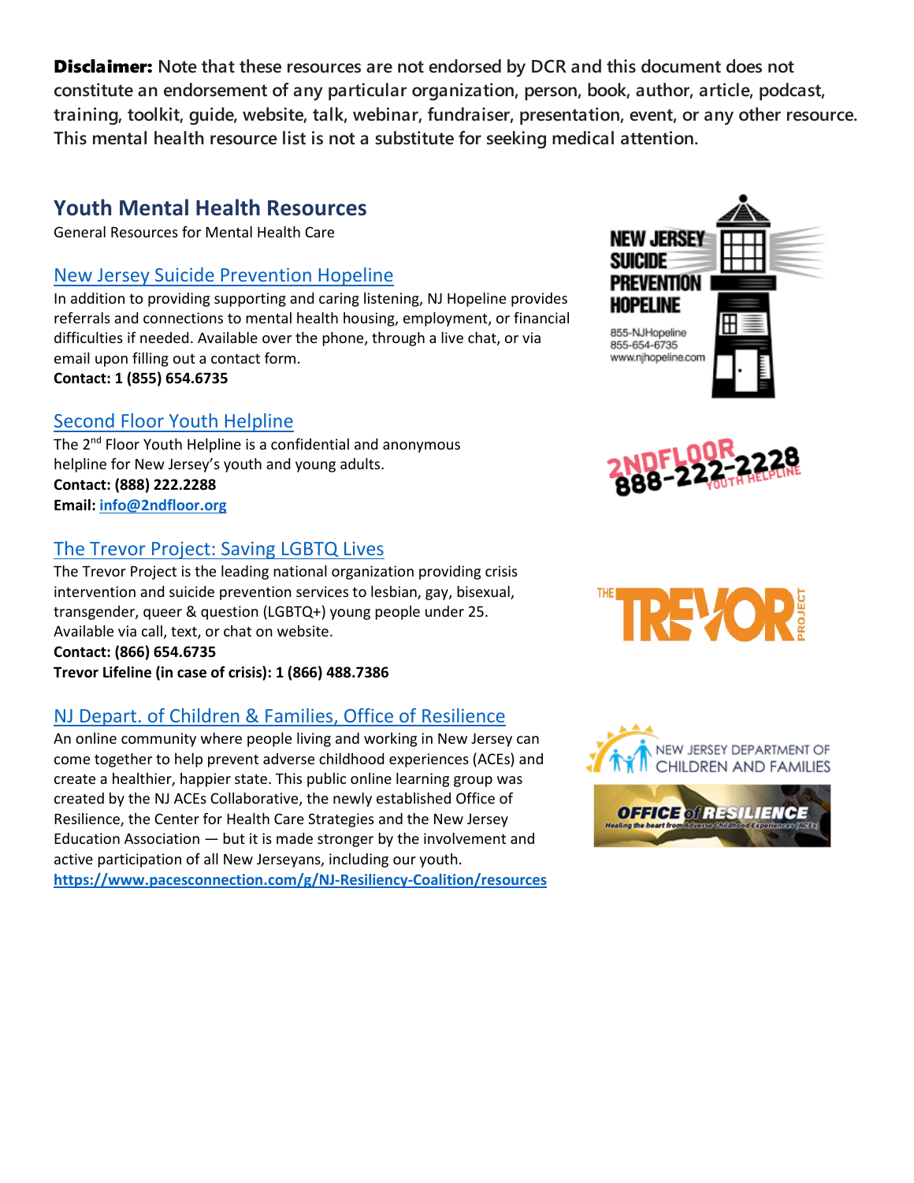**Disclaimer:** Note that these resources are not endorsed by DCR and this document does not constitute an endorsement of any particular organization, person, book, author, article, podcast, training, toolkit, guide, website, talk, webinar, fundraiser, presentation, event, or any other resource. This mental health resource list is not a substitute for seeking medical attention.

## Youth Mental Health Resources

General Resources for Mental Health Care

### New Jersey Suicide Prevention Hopeline

In addition to providing supporting and caring listening, NJ Hopeline provides referrals and connections to mental health housing, employment, or financial difficulties if needed. Available over the phone, through a live chat, or via email upon filling out a contact form.

**Contact: 1 (855) 654.6735**

### Second Floor Youth Helpline

The 2nd Floor Youth Helpline is a confidential and anonymous helpline for New Jersey's youth and young adults.

**Contact: (888) 222.2288**

**Email: info@2ndfloor.org**

### The Trevor Project: Saving LGBTQ Lives

The Trevor Project is the leading national organization providing crisis intervention and suicide prevention services to lesbian, gay, bisexual, transgender, queer & question (LGBTQ+) young people under 25. Available via call, text, or chat on website.

**Contact: (866) 654.6735**

**Trevor Lifeline (in case of crisis): 1 (866) 488.7386**

### NJ Depart. of Children & Families, Office of Resilience

An online community where people living and working in New Jersey can come together to help prevent adverse childhood experiences (ACEs) and create a healthier, happier state. This public online learning group was created by the NJ ACEs Collaborative, the newly established Office of Resilience, the Center for Health Care Strategies and the New Jersey Education Association — but it is made stronger by the involvement and active participation of all New Jerseyans, including our youth.

**https://www.pacesconnection.com/g/NJ-Resiliency-Coalition/resources**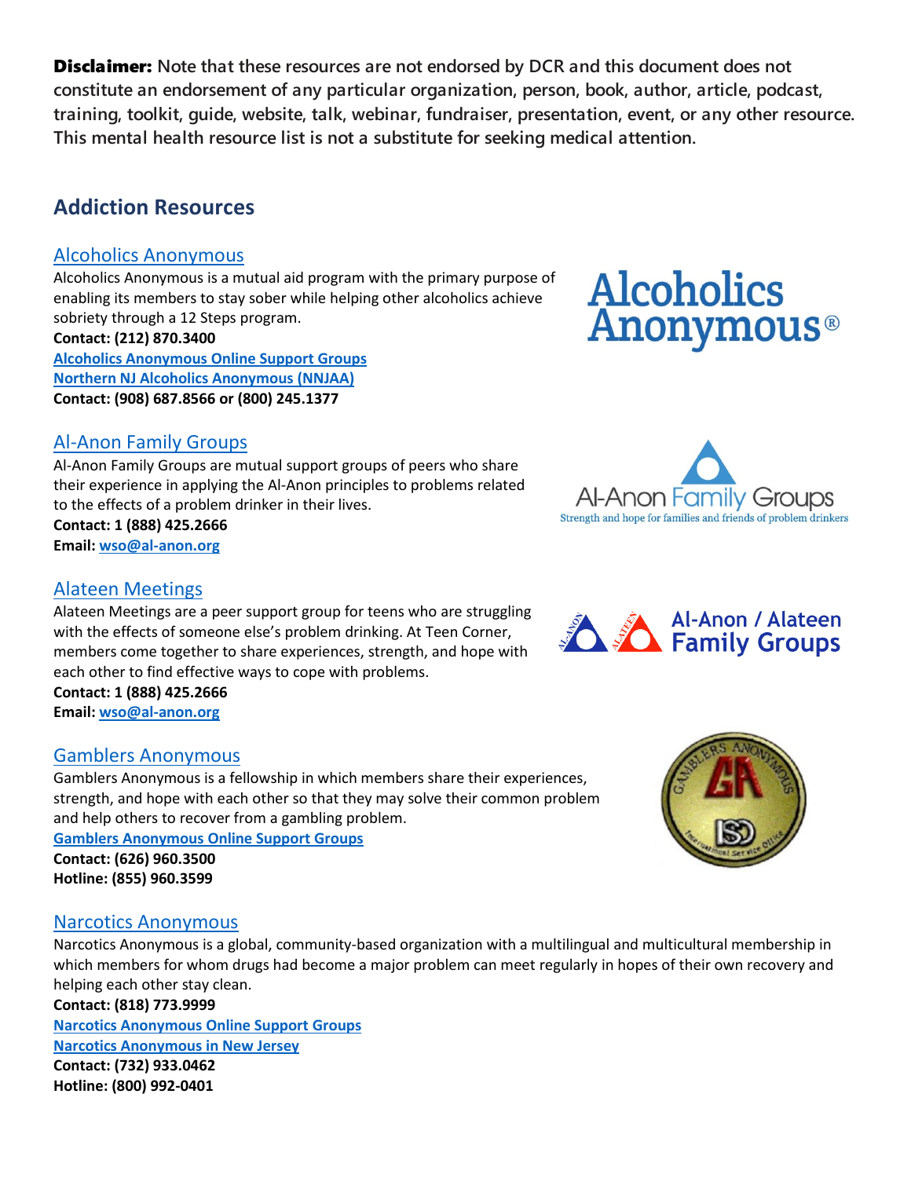**Disclaimer:** **Note that these resources are not endorsed by DCR and this document does not constitute an endorsement of any particular organization, person, book, author, article, podcast, training, toolkit, guide, website, talk, webinar, fundraiser, presentation, event, or any other resource. This mental health resource list is not a substitute for seeking medical attention.**

## Addiction Resources

### Alcoholics Anonymous

Alcoholics Anonymous is a mutual aid program with the primary purpose of enabling its members to stay sober while helping other alcoholics achieve sobriety through a 12 Steps program.

**Contact: (212) 870.3400**

**Alcoholics Anonymous Online Support Groups**

**Northern NJ Alcoholics Anonymous (NNJAA)**

**Contact: (908) 687.8566 or (800) 245.1377**

### Al-Anon Family Groups

Al-Anon Family Groups are mutual support groups of peers who share their experience in applying the Al-Anon principles to problems related to the effects of a problem drinker in their lives.

**Contact: 1 (888) 425.2666**

**Email: wso@al-anon.org**

### Alateen Meetings

Alateen Meetings are a peer support group for teens who are struggling with the effects of someone else's problem drinking. At Teen Corner, members come together to share experiences, strength, and hope with each other to find effective ways to cope with problems.

**Contact: 1 (888) 425.2666**

**Email: wso@al-anon.org**

### Gamblers Anonymous

Gamblers Anonymous is a fellowship in which members share their experiences, strength, and hope with each other so that they may solve their common problem and help others to recover from a gambling problem.

**Gamblers Anonymous Online Support Groups**

**Contact: (626) 960.3500**

**Hotline: (855) 960.3599**

### Narcotics Anonymous

Narcotics Anonymous is a global, community-based organization with a multilingual and multicultural membership in which members for whom drugs had become a major problem can meet regularly in hopes of their own recovery and helping each other stay clean.

**Contact: (818) 773.9999**

**Narcotics Anonymous Online Support Groups**

**Narcotics Anonymous in New Jersey**

**Contact: (732) 933.0462**

**Hotline: (800) 992-0401**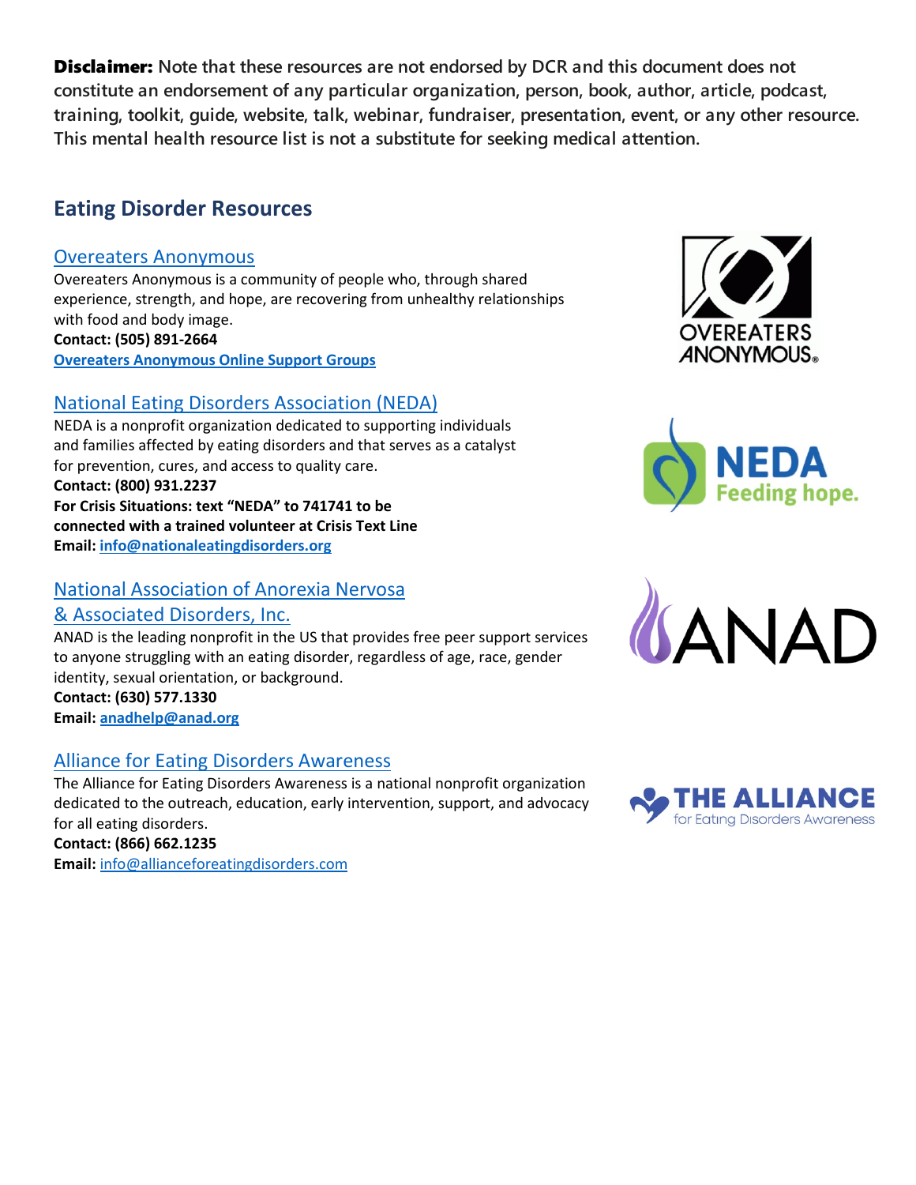**Disclaimer:** Note that these resources are not endorsed by DCR and this document does not constitute an endorsement of any particular organization, person, book, author, article, podcast, training, toolkit, guide, website, talk, webinar, fundraiser, presentation, event, or any other resource. This mental health resource list is not a substitute for seeking medical attention.

## Eating Disorder Resources

### Overeaters Anonymous

Overeaters Anonymous is a community of people who, through shared experience, strength, and hope, are recovering from unhealthy relationships with food and body image.

**Contact: (505) 891-2664**

**Overeaters Anonymous Online Support Groups**

### National Eating Disorders Association (NEDA)

NEDA is a nonprofit organization dedicated to supporting individuals and families affected by eating disorders and that serves as a catalyst for prevention, cures, and access to quality care.

**Contact: (800) 931.2237**

**For Crisis Situations: text "NEDA" to 741741 to be connected with a trained volunteer at Crisis Text Line**

**Email: info@nationaleatingdisorders.org**

### National Association of Anorexia Nervosa & Associated Disorders, Inc.

ANAD is the leading nonprofit in the US that provides free peer support services to anyone struggling with an eating disorder, regardless of age, race, gender identity, sexual orientation, or background.

**Contact: (630) 577.1330**

**Email: anadhelp@anad.org**

### Alliance for Eating Disorders Awareness

The Alliance for Eating Disorders Awareness is a national nonprofit organization dedicated to the outreach, education, early intervention, support, and advocacy for all eating disorders.

**Contact: (866) 662.1235**

**Email:** info@allianceforeatingdisorders.com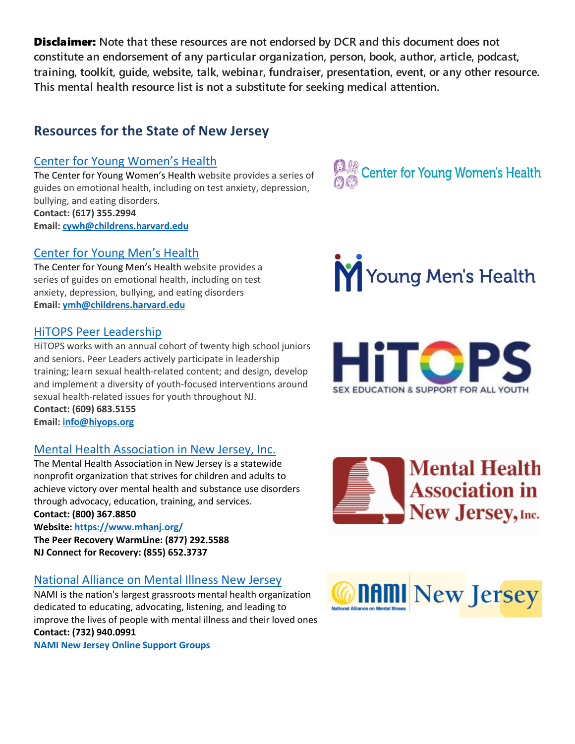**Disclaimer:** Note that these resources are not endorsed by DCR and this document does not constitute an endorsement of any particular organization, person, book, author, article, podcast, training, toolkit, guide, website, talk, webinar, fundraiser, presentation, event, or any other resource. This mental health resource list is not a substitute for seeking medical attention.

## Resources for the State of New Jersey

### Center for Young Women's Health

The Center for Young Women's Health website provides a series of guides on emotional health, including on test anxiety, depression, bullying, and eating disorders.
**Contact: (617) 355.2994**
**Email: cywh@childrens.harvard.edu**

### Center for Young Men's Health

The Center for Young Men's Health website provides a series of guides on emotional health, including on test anxiety, depression, bullying, and eating disorders
**Email: ymh@childrens.harvard.edu**

### HiTOPS Peer Leadership

HiTOPS works with an annual cohort of twenty high school juniors and seniors. Peer Leaders actively participate in leadership training; learn sexual health-related content; and design, develop and implement a diversity of youth-focused interventions around sexual health-related issues for youth throughout NJ.
**Contact: (609) 683.5155**
**Email: info@hiyops.org**

### Mental Health Association in New Jersey, Inc.

The Mental Health Association in New Jersey is a statewide nonprofit organization that strives for children and adults to achieve victory over mental health and substance use disorders through advocacy, education, training, and services.
**Contact: (800) 367.8850**
**Website: https://www.mhanj.org/**
**The Peer Recovery WarmLine: (877) 292.5588**
**NJ Connect for Recovery: (855) 652.3737**

### National Alliance on Mental Illness New Jersey

NAMI is the nation's largest grassroots mental health organization dedicated to educating, advocating, listening, and leading to improve the lives of people with mental illness and their loved ones
**Contact: (732) 940.0991**
**NAMI New Jersey Online Support Groups**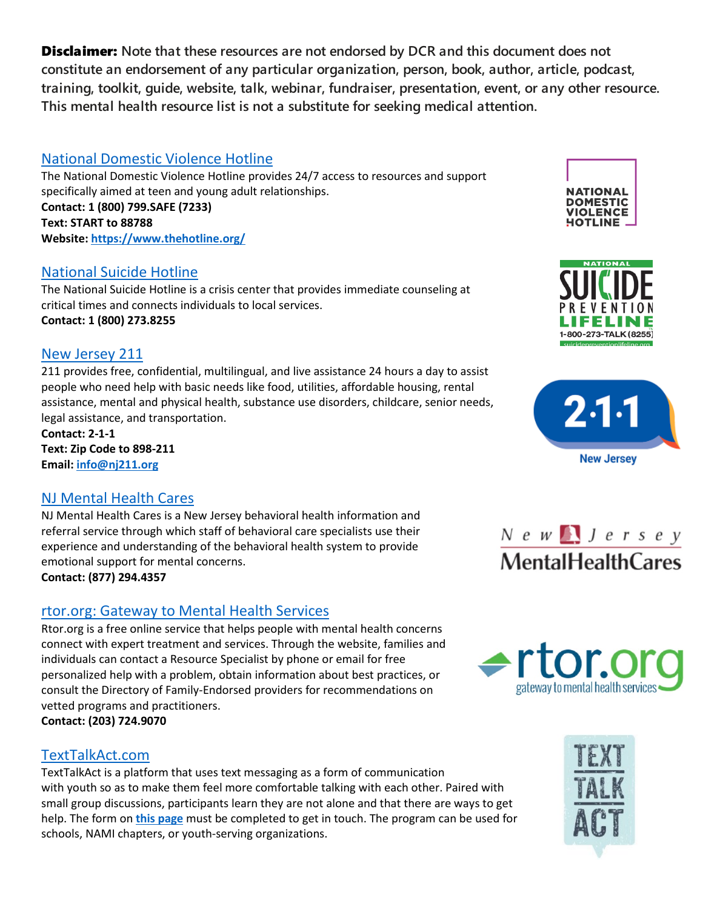**Disclaimer:** Note that these resources are not endorsed by DCR and this document does not constitute an endorsement of any particular organization, person, book, author, article, podcast, training, toolkit, guide, website, talk, webinar, fundraiser, presentation, event, or any other resource. This mental health resource list is not a substitute for seeking medical attention.

## National Domestic Violence Hotline

The National Domestic Violence Hotline provides 24/7 access to resources and support specifically aimed at teen and young adult relationships.

**Contact: 1 (800) 799.SAFE (7233)**
**Text: START to 88788**
**Website: https://www.thehotline.org/**

## National Suicide Hotline

The National Suicide Hotline is a crisis center that provides immediate counseling at critical times and connects individuals to local services.

**Contact: 1 (800) 273.8255**

## New Jersey 211

211 provides free, confidential, multilingual, and live assistance 24 hours a day to assist people who need help with basic needs like food, utilities, affordable housing, rental assistance, mental and physical health, substance use disorders, childcare, senior needs, legal assistance, and transportation.

**Contact: 2-1-1**
**Text: Zip Code to 898-211**
**Email: info@nj211.org**

## NJ Mental Health Cares

NJ Mental Health Cares is a New Jersey behavioral health information and referral service through which staff of behavioral care specialists use their experience and understanding of the behavioral health system to provide emotional support for mental concerns.

**Contact: (877) 294.4357**

## rtor.org: Gateway to Mental Health Services

Rtor.org is a free online service that helps people with mental health concerns connect with expert treatment and services. Through the website, families and individuals can contact a Resource Specialist by phone or email for free personalized help with a problem, obtain information about best practices, or consult the Directory of Family-Endorsed providers for recommendations on vetted programs and practitioners.

**Contact: (203) 724.9070**

## TextTalkAct.com

TextTalkAct is a platform that uses text messaging as a form of communication with youth so as to make them feel more comfortable talking with each other. Paired with small group discussions, participants learn they are not alone and that there are ways to get help. The form on **this page** must be completed to get in touch. The program can be used for schools, NAMI chapters, or youth-serving organizations.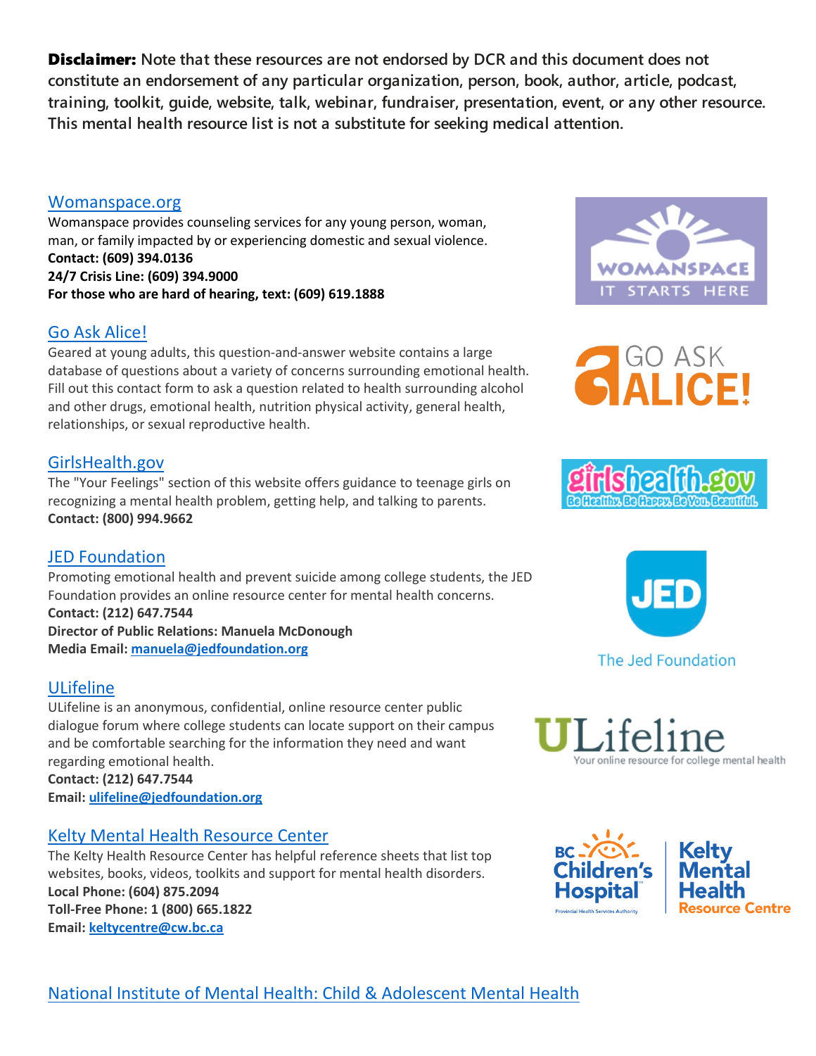**Disclaimer:** **Note that these resources are not endorsed by DCR and this document does not constitute an endorsement of any particular organization, person, book, author, article, podcast, training, toolkit, guide, website, talk, webinar, fundraiser, presentation, event, or any other resource. This mental health resource list is not a substitute for seeking medical attention.**

[Womanspace.org](#)

Womanspace provides counseling services for any young person, woman, man, or family impacted by or experiencing domestic and sexual violence.
**Contact: (609) 394.0136**
**24/7 Crisis Line: (609) 394.9000**
**For those who are hard of hearing, text: (609) 619.1888**

[Go Ask Alice!](#)

Geared at young adults, this question-and-answer website contains a large database of questions about a variety of concerns surrounding emotional health. Fill out this contact form to ask a question related to health surrounding alcohol and other drugs, emotional health, nutrition physical activity, general health, relationships, or sexual reproductive health.

[GirlsHealth.gov](#)

The "Your Feelings" section of this website offers guidance to teenage girls on recognizing a mental health problem, getting help, and talking to parents.
**Contact: (800) 994.9662**

[JED Foundation](#)

Promoting emotional health and prevent suicide among college students, the JED Foundation provides an online resource center for mental health concerns.
**Contact: (212) 647.7544**
**Director of Public Relations: Manuela McDonough**
**Media Email: manuela@jedfoundation.org**

[ULifeline](#)

ULifeline is an anonymous, confidential, online resource center public dialogue forum where college students can locate support on their campus and be comfortable searching for the information they need and want regarding emotional health.
**Contact: (212) 647.7544**
**Email: ulifeline@jedfoundation.org**

[Kelty Mental Health Resource Center](#)

The Kelty Health Resource Center has helpful reference sheets that list top websites, books, videos, toolkits and support for mental health disorders.
**Local Phone: (604) 875.2094**
**Toll-Free Phone: 1 (800) 665.1822**
**Email: keltycentre@cw.bc.ca**

[National Institute of Mental Health: Child & Adolescent Mental Health](#)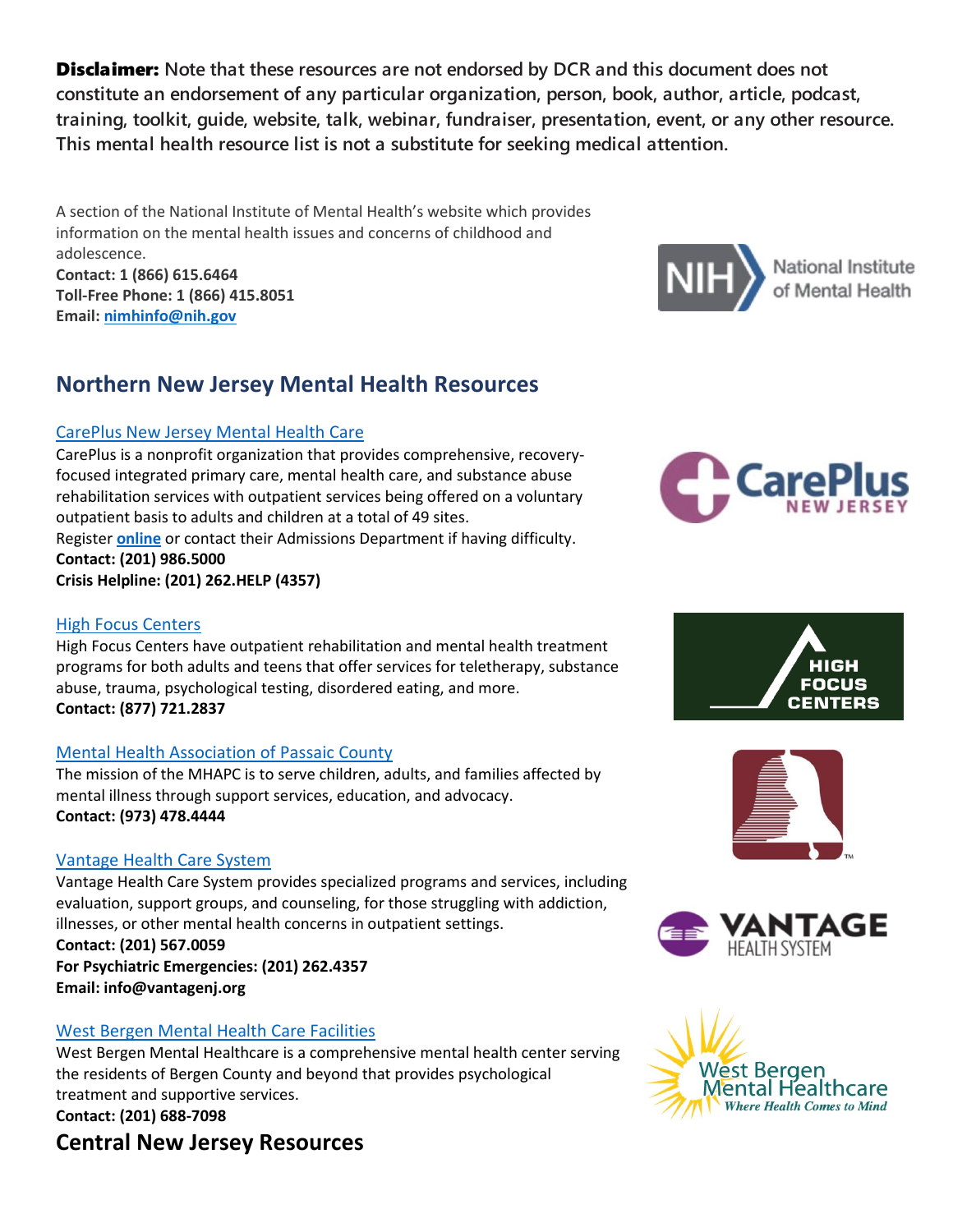**Disclaimer:** Note that these resources are not endorsed by DCR and this document does not constitute an endorsement of any particular organization, person, book, author, article, podcast, training, toolkit, guide, website, talk, webinar, fundraiser, presentation, event, or any other resource. This mental health resource list is not a substitute for seeking medical attention.

A section of the National Institute of Mental Health's website which provides information on the mental health issues and concerns of childhood and adolescence.
**Contact: 1 (866) 615.6464**
**Toll-Free Phone: 1 (866) 415.8051**
**Email: nimhinfo@nih.gov**

## Northern New Jersey Mental Health Resources

### CarePlus New Jersey Mental Health Care

CarePlus is a nonprofit organization that provides comprehensive, recovery-focused integrated primary care, mental health care, and substance abuse rehabilitation services with outpatient services being offered on a voluntary outpatient basis to adults and children at a total of 49 sites.
Register **online** or contact their Admissions Department if having difficulty.
**Contact: (201) 986.5000**
**Crisis Helpline: (201) 262.HELP (4357)**

### High Focus Centers

High Focus Centers have outpatient rehabilitation and mental health treatment programs for both adults and teens that offer services for teletherapy, substance abuse, trauma, psychological testing, disordered eating, and more.
**Contact: (877) 721.2837**

### Mental Health Association of Passaic County

The mission of the MHAPC is to serve children, adults, and families affected by mental illness through support services, education, and advocacy.
**Contact: (973) 478.4444**

### Vantage Health Care System

Vantage Health Care System provides specialized programs and services, including evaluation, support groups, and counseling, for those struggling with addiction, illnesses, or other mental health concerns in outpatient settings.
**Contact: (201) 567.0059**
**For Psychiatric Emergencies: (201) 262.4357**
**Email: info@vantagenj.org**

### West Bergen Mental Health Care Facilities

West Bergen Mental Healthcare is a comprehensive mental health center serving the residents of Bergen County and beyond that provides psychological treatment and supportive services.
**Contact: (201) 688-7098**

## Central New Jersey Resources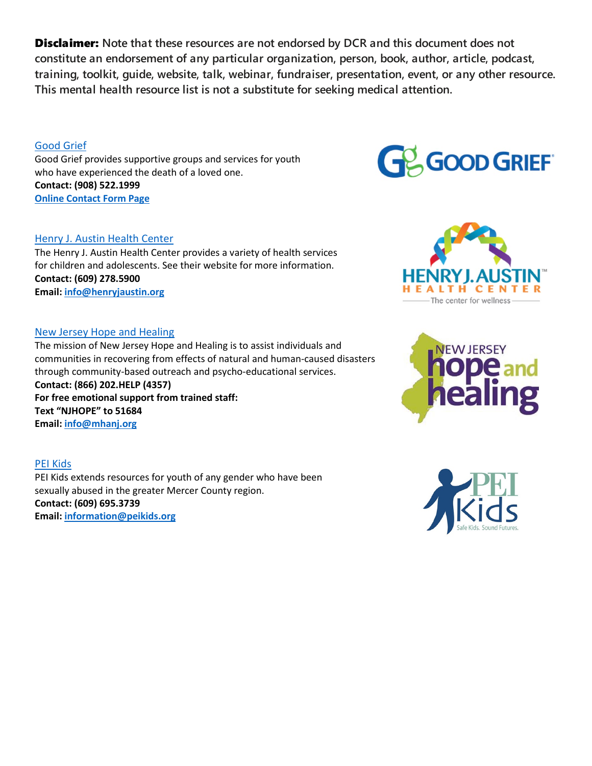**Disclaimer:** Note that these resources are not endorsed by DCR and this document does not constitute an endorsement of any particular organization, person, book, author, article, podcast, training, toolkit, guide, website, talk, webinar, fundraiser, presentation, event, or any other resource. This mental health resource list is not a substitute for seeking medical attention.

Good Grief

Good Grief provides supportive groups and services for youth who have experienced the death of a loved one.

**Contact: (908) 522.1999**

**Online Contact Form Page**

Henry J. Austin Health Center

The Henry J. Austin Health Center provides a variety of health services for children and adolescents. See their website for more information.

**Contact: (609) 278.5900**

**Email: info@henryjaustin.org**

New Jersey Hope and Healing

The mission of New Jersey Hope and Healing is to assist individuals and communities in recovering from effects of natural and human-caused disasters through community-based outreach and psycho-educational services.

**Contact: (866) 202.HELP (4357)**

**For free emotional support from trained staff:**

**Text "NJHOPE" to 51684**

**Email: info@mhanj.org**

PEI Kids

PEI Kids extends resources for youth of any gender who have been sexually abused in the greater Mercer County region.

**Contact: (609) 695.3739**

**Email: information@peikids.org**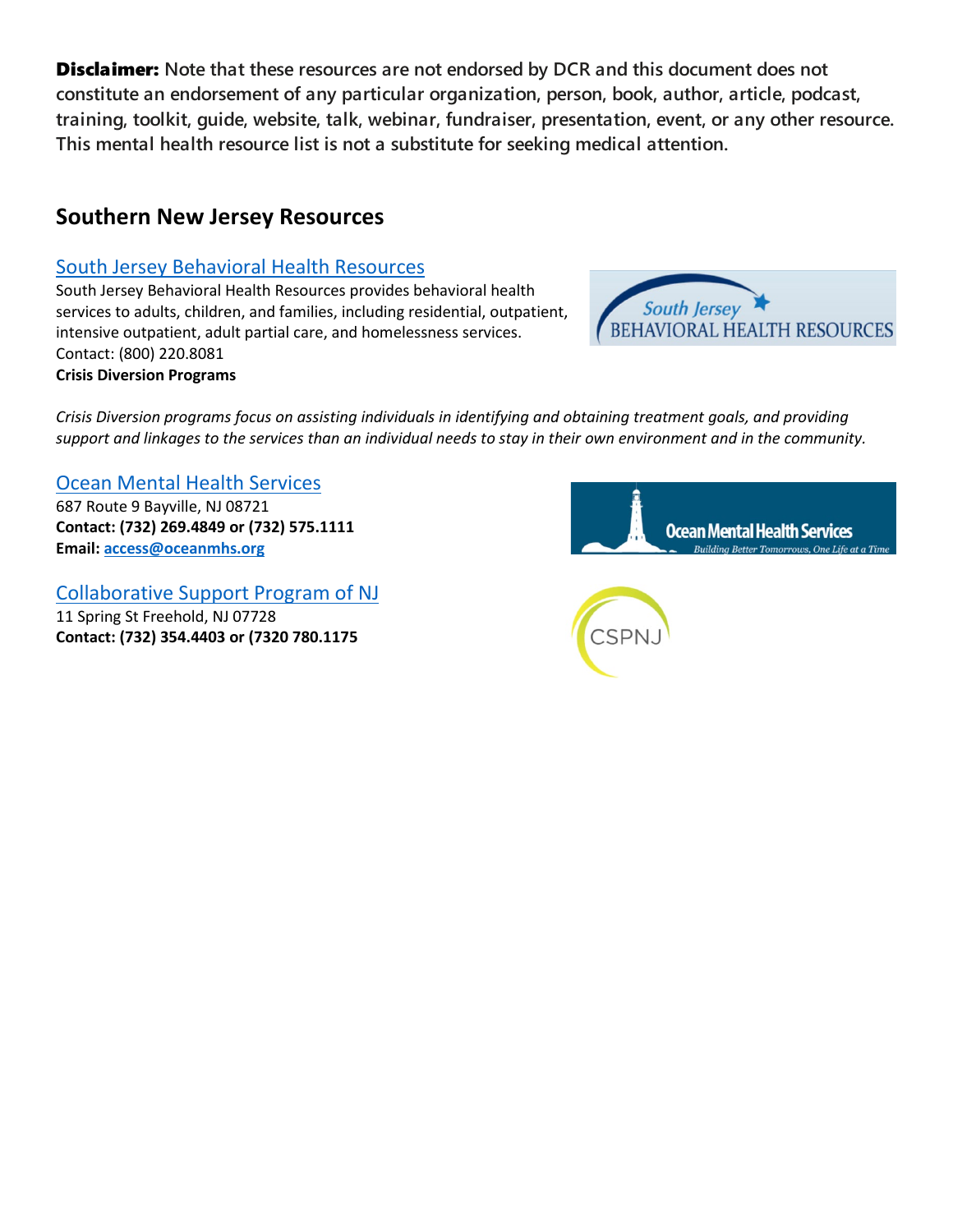**Disclaimer:** Note that these resources are not endorsed by DCR and this document does not constitute an endorsement of any particular organization, person, book, author, article, podcast, training, toolkit, guide, website, talk, webinar, fundraiser, presentation, event, or any other resource. This mental health resource list is not a substitute for seeking medical attention.

## Southern New Jersey Resources

### South Jersey Behavioral Health Resources

South Jersey Behavioral Health Resources provides behavioral health services to adults, children, and families, including residential, outpatient, intensive outpatient, adult partial care, and homelessness services.
Contact: (800) 220.8081
**Crisis Diversion Programs**

*Crisis Diversion programs focus on assisting individuals in identifying and obtaining treatment goals, and providing support and linkages to the services than an individual needs to stay in their own environment and in the community.*

### Ocean Mental Health Services

687 Route 9 Bayville, NJ 08721
**Contact: (732) 269.4849 or (732) 575.1111**
**Email: access@oceanmhs.org**

### Collaborative Support Program of NJ

11 Spring St Freehold, NJ 07728
**Contact: (732) 354.4403 or (7320 780.1175**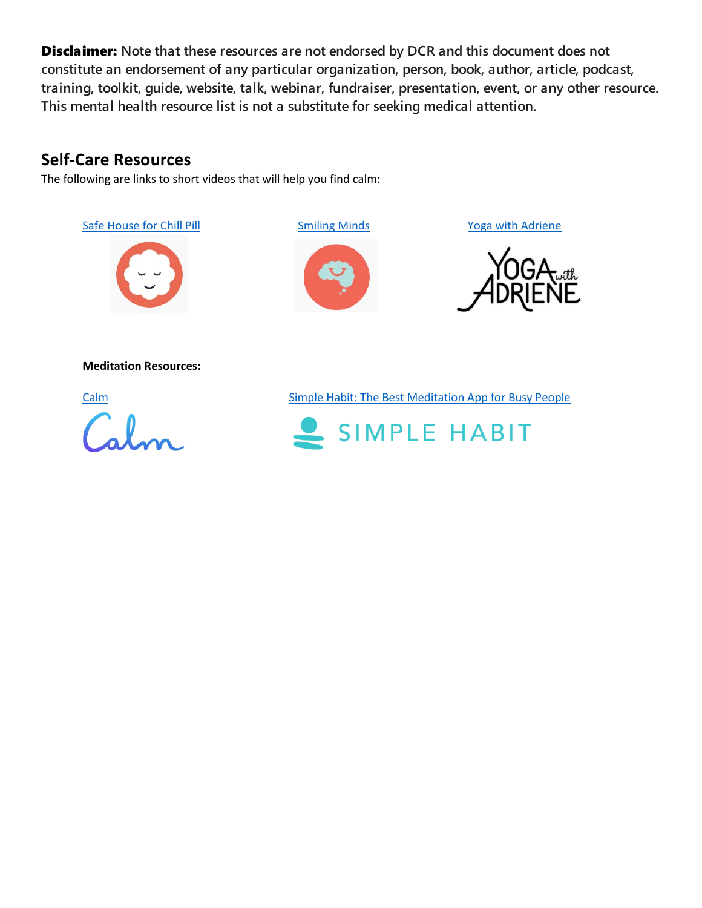**Disclaimer:** Note that these resources are not endorsed by DCR and this document does not constitute an endorsement of any particular organization, person, book, author, article, podcast, training, toolkit, guide, website, talk, webinar, fundraiser, presentation, event, or any other resource. This mental health resource list is not a substitute for seeking medical attention.

## Self-Care Resources

The following are links to short videos that will help you find calm:

Safe House for Chill Pill

Smiling Minds

Yoga with Adriene

**Meditation Resources:**

Calm

Simple Habit: The Best Meditation App for Busy People